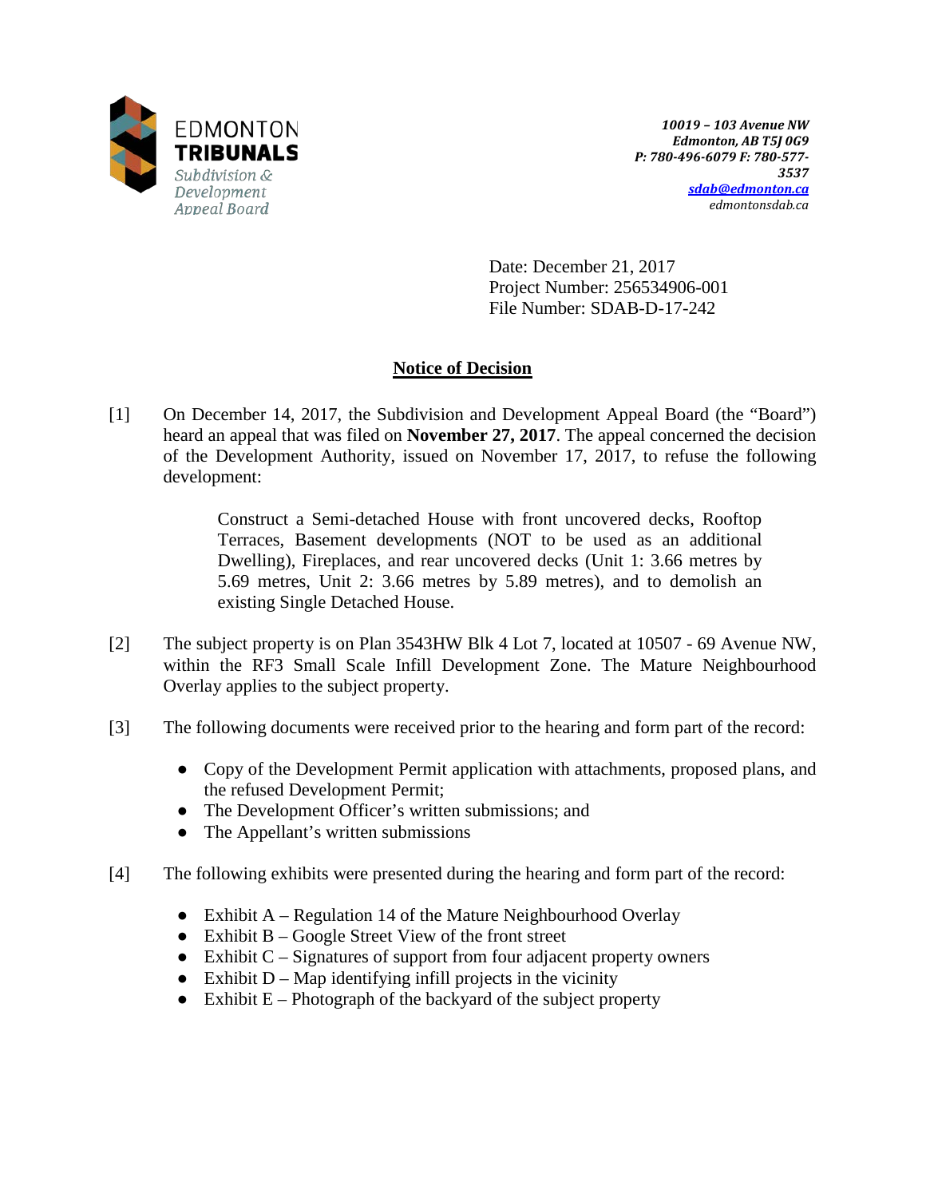EDMONTON
**TRIBUNALS**
*Subdivision & Development Appeal Board*

*10019 – 103 Avenue NW*
*Edmonton, AB T5J 0G9*
*P: 780-496-6079 F: 780-577-3537*
*sdab@edmonton.ca*
*edmontonsdab.ca*

Date: December 21, 2017
Project Number: 256534906-001
File Number: SDAB-D-17-242

## Notice of Decision

[1] On December 14, 2017, the Subdivision and Development Appeal Board (the "Board") heard an appeal that was filed on **November 27, 2017**. The appeal concerned the decision of the Development Authority, issued on November 17, 2017, to refuse the following development:

> Construct a Semi-detached House with front uncovered decks, Rooftop Terraces, Basement developments (NOT to be used as an additional Dwelling), Fireplaces, and rear uncovered decks (Unit 1: 3.66 metres by 5.69 metres, Unit 2: 3.66 metres by 5.89 metres), and to demolish an existing Single Detached House.

[2] The subject property is on Plan 3543HW Blk 4 Lot 7, located at 10507 - 69 Avenue NW, within the RF3 Small Scale Infill Development Zone. The Mature Neighbourhood Overlay applies to the subject property.

[3] The following documents were received prior to the hearing and form part of the record:

- Copy of the Development Permit application with attachments, proposed plans, and the refused Development Permit;
- The Development Officer's written submissions; and
- The Appellant's written submissions

[4] The following exhibits were presented during the hearing and form part of the record:

- Exhibit A – Regulation 14 of the Mature Neighbourhood Overlay
- Exhibit B – Google Street View of the front street
- Exhibit C – Signatures of support from four adjacent property owners
- Exhibit D – Map identifying infill projects in the vicinity
- Exhibit E – Photograph of the backyard of the subject property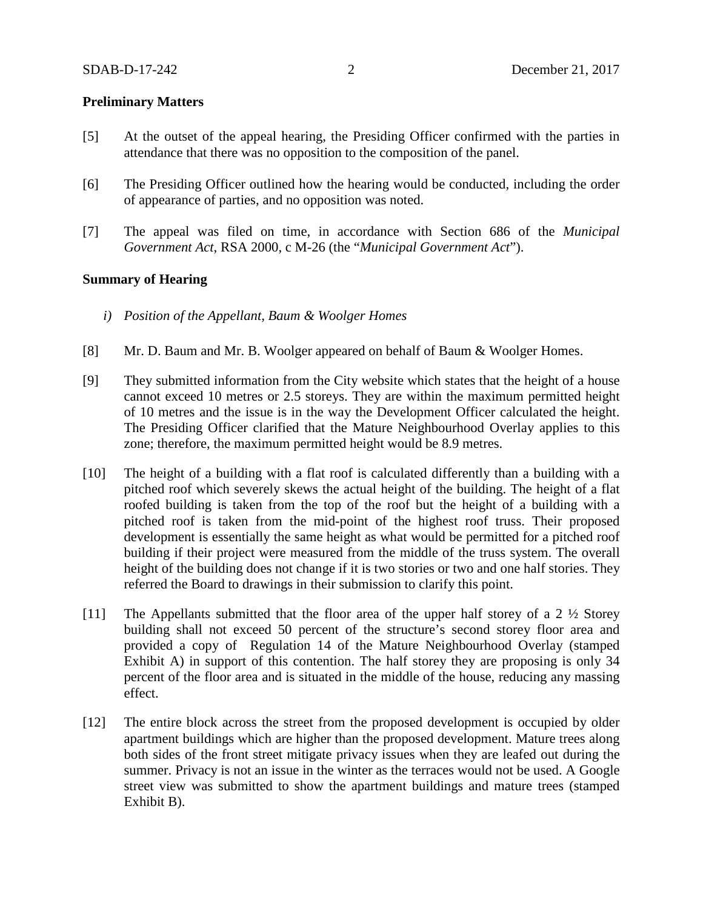**Preliminary Matters**

[5] At the outset of the appeal hearing, the Presiding Officer confirmed with the parties in attendance that there was no opposition to the composition of the panel.

[6] The Presiding Officer outlined how the hearing would be conducted, including the order of appearance of parties, and no opposition was noted.

[7] The appeal was filed on time, in accordance with Section 686 of the *Municipal Government Act*, RSA 2000, c M-26 (the "*Municipal Government Act*").

**Summary of Hearing**

*i) Position of the Appellant, Baum & Woolger Homes*

[8] Mr. D. Baum and Mr. B. Woolger appeared on behalf of Baum & Woolger Homes.

[9] They submitted information from the City website which states that the height of a house cannot exceed 10 metres or 2.5 storeys. They are within the maximum permitted height of 10 metres and the issue is in the way the Development Officer calculated the height. The Presiding Officer clarified that the Mature Neighbourhood Overlay applies to this zone; therefore, the maximum permitted height would be 8.9 metres.

[10] The height of a building with a flat roof is calculated differently than a building with a pitched roof which severely skews the actual height of the building. The height of a flat roofed building is taken from the top of the roof but the height of a building with a pitched roof is taken from the mid-point of the highest roof truss. Their proposed development is essentially the same height as what would be permitted for a pitched roof building if their project were measured from the middle of the truss system. The overall height of the building does not change if it is two stories or two and one half stories. They referred the Board to drawings in their submission to clarify this point.

[11] The Appellants submitted that the floor area of the upper half storey of a 2 ½ Storey building shall not exceed 50 percent of the structure's second storey floor area and provided a copy of Regulation 14 of the Mature Neighbourhood Overlay (stamped Exhibit A) in support of this contention. The half storey they are proposing is only 34 percent of the floor area and is situated in the middle of the house, reducing any massing effect.

[12] The entire block across the street from the proposed development is occupied by older apartment buildings which are higher than the proposed development. Mature trees along both sides of the front street mitigate privacy issues when they are leafed out during the summer. Privacy is not an issue in the winter as the terraces would not be used. A Google street view was submitted to show the apartment buildings and mature trees (stamped Exhibit B).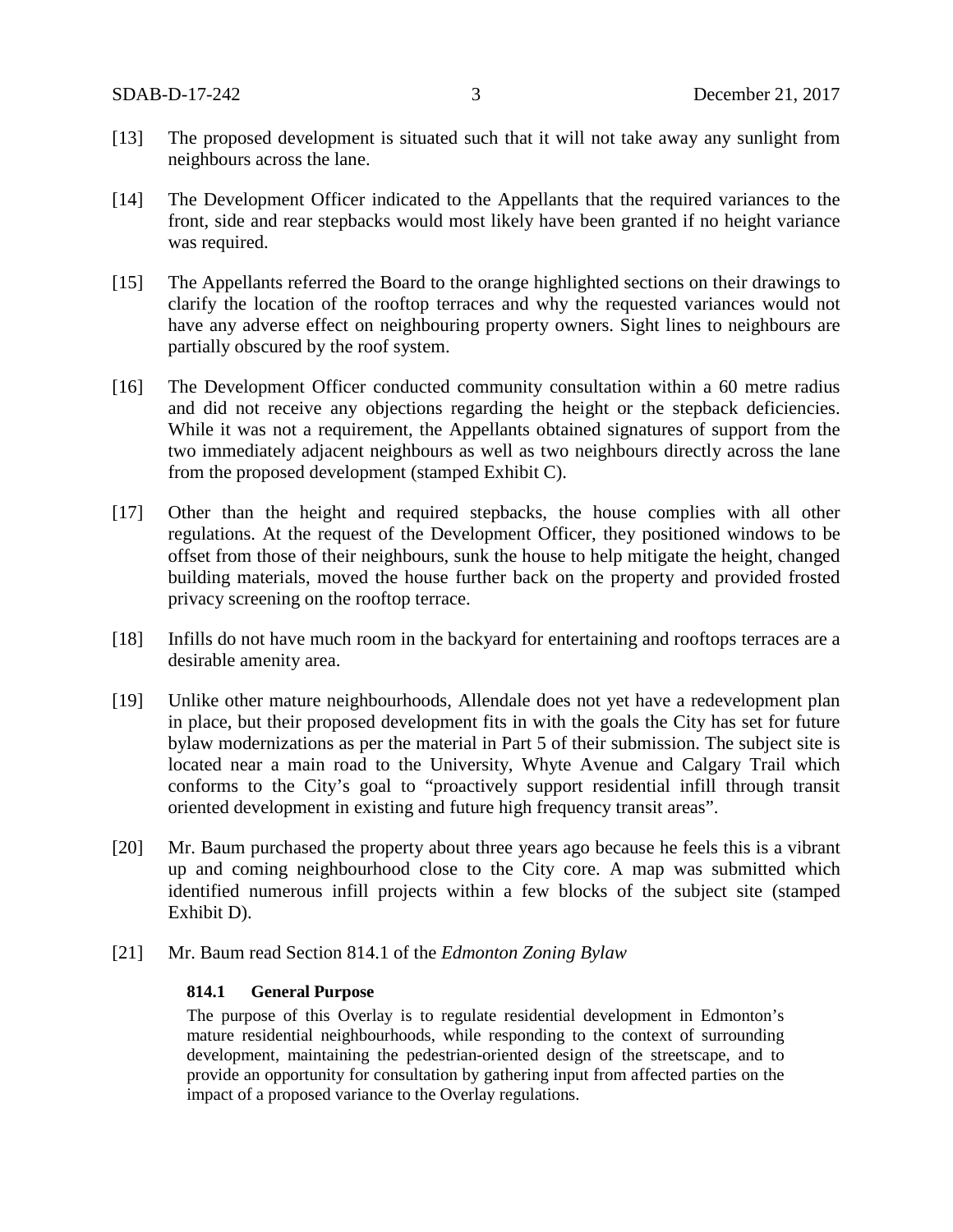[13] The proposed development is situated such that it will not take away any sunlight from neighbours across the lane.

[14] The Development Officer indicated to the Appellants that the required variances to the front, side and rear stepbacks would most likely have been granted if no height variance was required.

[15] The Appellants referred the Board to the orange highlighted sections on their drawings to clarify the location of the rooftop terraces and why the requested variances would not have any adverse effect on neighbouring property owners. Sight lines to neighbours are partially obscured by the roof system.

[16] The Development Officer conducted community consultation within a 60 metre radius and did not receive any objections regarding the height or the stepback deficiencies. While it was not a requirement, the Appellants obtained signatures of support from the two immediately adjacent neighbours as well as two neighbours directly across the lane from the proposed development (stamped Exhibit C).

[17] Other than the height and required stepbacks, the house complies with all other regulations. At the request of the Development Officer, they positioned windows to be offset from those of their neighbours, sunk the house to help mitigate the height, changed building materials, moved the house further back on the property and provided frosted privacy screening on the rooftop terrace.

[18] Infills do not have much room in the backyard for entertaining and rooftops terraces are a desirable amenity area.

[19] Unlike other mature neighbourhoods, Allendale does not yet have a redevelopment plan in place, but their proposed development fits in with the goals the City has set for future bylaw modernizations as per the material in Part 5 of their submission. The subject site is located near a main road to the University, Whyte Avenue and Calgary Trail which conforms to the City's goal to "proactively support residential infill through transit oriented development in existing and future high frequency transit areas".

[20] Mr. Baum purchased the property about three years ago because he feels this is a vibrant up and coming neighbourhood close to the City core. A map was submitted which identified numerous infill projects within a few blocks of the subject site (stamped Exhibit D).

[21] Mr. Baum read Section 814.1 of the *Edmonton Zoning Bylaw*

> **814.1 General Purpose**
>
> The purpose of this Overlay is to regulate residential development in Edmonton's mature residential neighbourhoods, while responding to the context of surrounding development, maintaining the pedestrian-oriented design of the streetscape, and to provide an opportunity for consultation by gathering input from affected parties on the impact of a proposed variance to the Overlay regulations.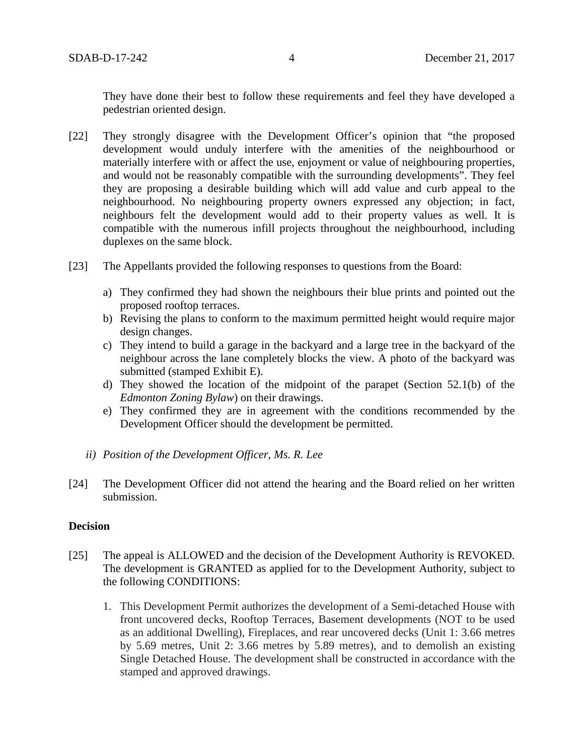They have done their best to follow these requirements and feel they have developed a pedestrian oriented design.

[22] They strongly disagree with the Development Officer's opinion that "the proposed development would unduly interfere with the amenities of the neighbourhood or materially interfere with or affect the use, enjoyment or value of neighbouring properties, and would not be reasonably compatible with the surrounding developments". They feel they are proposing a desirable building which will add value and curb appeal to the neighbourhood. No neighbouring property owners expressed any objection; in fact, neighbours felt the development would add to their property values as well. It is compatible with the numerous infill projects throughout the neighbourhood, including duplexes on the same block.

[23] The Appellants provided the following responses to questions from the Board:

a) They confirmed they had shown the neighbours their blue prints and pointed out the proposed rooftop terraces.
b) Revising the plans to conform to the maximum permitted height would require major design changes.
c) They intend to build a garage in the backyard and a large tree in the backyard of the neighbour across the lane completely blocks the view. A photo of the backyard was submitted (stamped Exhibit E).
d) They showed the location of the midpoint of the parapet (Section 52.1(b) of the *Edmonton Zoning Bylaw*) on their drawings.
e) They confirmed they are in agreement with the conditions recommended by the Development Officer should the development be permitted.

*ii) Position of the Development Officer, Ms. R. Lee*

[24] The Development Officer did not attend the hearing and the Board relied on her written submission.

**Decision**

[25] The appeal is ALLOWED and the decision of the Development Authority is REVOKED. The development is GRANTED as applied for to the Development Authority, subject to the following CONDITIONS:

1. This Development Permit authorizes the development of a Semi-detached House with front uncovered decks, Rooftop Terraces, Basement developments (NOT to be used as an additional Dwelling), Fireplaces, and rear uncovered decks (Unit 1: 3.66 metres by 5.69 metres, Unit 2: 3.66 metres by 5.89 metres), and to demolish an existing Single Detached House. The development shall be constructed in accordance with the stamped and approved drawings.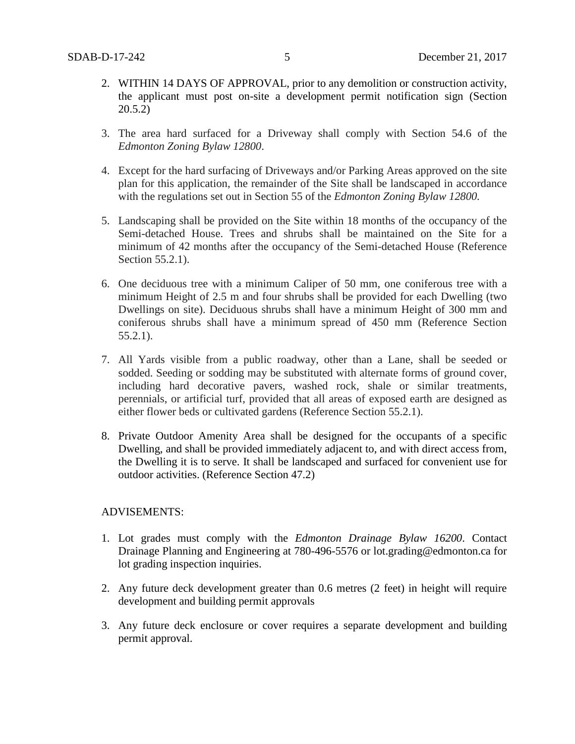2. WITHIN 14 DAYS OF APPROVAL, prior to any demolition or construction activity, the applicant must post on-site a development permit notification sign (Section 20.5.2)

3. The area hard surfaced for a Driveway shall comply with Section 54.6 of the *Edmonton Zoning Bylaw 12800*.

4. Except for the hard surfacing of Driveways and/or Parking Areas approved on the site plan for this application, the remainder of the Site shall be landscaped in accordance with the regulations set out in Section 55 of the *Edmonton Zoning Bylaw 12800*.

5. Landscaping shall be provided on the Site within 18 months of the occupancy of the Semi-detached House. Trees and shrubs shall be maintained on the Site for a minimum of 42 months after the occupancy of the Semi-detached House (Reference Section 55.2.1).

6. One deciduous tree with a minimum Caliper of 50 mm, one coniferous tree with a minimum Height of 2.5 m and four shrubs shall be provided for each Dwelling (two Dwellings on site). Deciduous shrubs shall have a minimum Height of 300 mm and coniferous shrubs shall have a minimum spread of 450 mm (Reference Section 55.2.1).

7. All Yards visible from a public roadway, other than a Lane, shall be seeded or sodded. Seeding or sodding may be substituted with alternate forms of ground cover, including hard decorative pavers, washed rock, shale or similar treatments, perennials, or artificial turf, provided that all areas of exposed earth are designed as either flower beds or cultivated gardens (Reference Section 55.2.1).

8. Private Outdoor Amenity Area shall be designed for the occupants of a specific Dwelling, and shall be provided immediately adjacent to, and with direct access from, the Dwelling it is to serve. It shall be landscaped and surfaced for convenient use for outdoor activities. (Reference Section 47.2)

ADVISEMENTS:

1. Lot grades must comply with the *Edmonton Drainage Bylaw 16200*. Contact Drainage Planning and Engineering at 780-496-5576 or lot.grading@edmonton.ca for lot grading inspection inquiries.

2. Any future deck development greater than 0.6 metres (2 feet) in height will require development and building permit approvals

3. Any future deck enclosure or cover requires a separate development and building permit approval.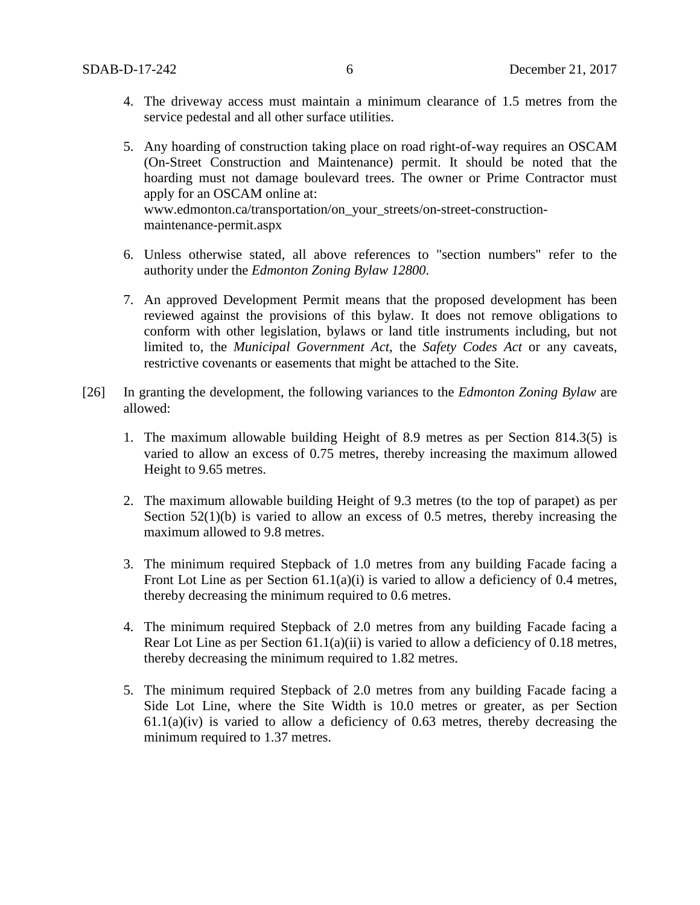4. The driveway access must maintain a minimum clearance of 1.5 metres from the service pedestal and all other surface utilities.

5. Any hoarding of construction taking place on road right-of-way requires an OSCAM (On-Street Construction and Maintenance) permit. It should be noted that the hoarding must not damage boulevard trees. The owner or Prime Contractor must apply for an OSCAM online at: www.edmonton.ca/transportation/on_your_streets/on-street-construction-maintenance-permit.aspx

6. Unless otherwise stated, all above references to "section numbers" refer to the authority under the *Edmonton Zoning Bylaw 12800*.

7. An approved Development Permit means that the proposed development has been reviewed against the provisions of this bylaw. It does not remove obligations to conform with other legislation, bylaws or land title instruments including, but not limited to, the *Municipal Government Act*, the *Safety Codes Act* or any caveats, restrictive covenants or easements that might be attached to the Site.

[26] In granting the development, the following variances to the *Edmonton Zoning Bylaw* are allowed:

1. The maximum allowable building Height of 8.9 metres as per Section 814.3(5) is varied to allow an excess of 0.75 metres, thereby increasing the maximum allowed Height to 9.65 metres.

2. The maximum allowable building Height of 9.3 metres (to the top of parapet) as per Section 52(1)(b) is varied to allow an excess of 0.5 metres, thereby increasing the maximum allowed to 9.8 metres.

3. The minimum required Stepback of 1.0 metres from any building Facade facing a Front Lot Line as per Section 61.1(a)(i) is varied to allow a deficiency of 0.4 metres, thereby decreasing the minimum required to 0.6 metres.

4. The minimum required Stepback of 2.0 metres from any building Facade facing a Rear Lot Line as per Section 61.1(a)(ii) is varied to allow a deficiency of 0.18 metres, thereby decreasing the minimum required to 1.82 metres.

5. The minimum required Stepback of 2.0 metres from any building Facade facing a Side Lot Line, where the Site Width is 10.0 metres or greater, as per Section 61.1(a)(iv) is varied to allow a deficiency of 0.63 metres, thereby decreasing the minimum required to 1.37 metres.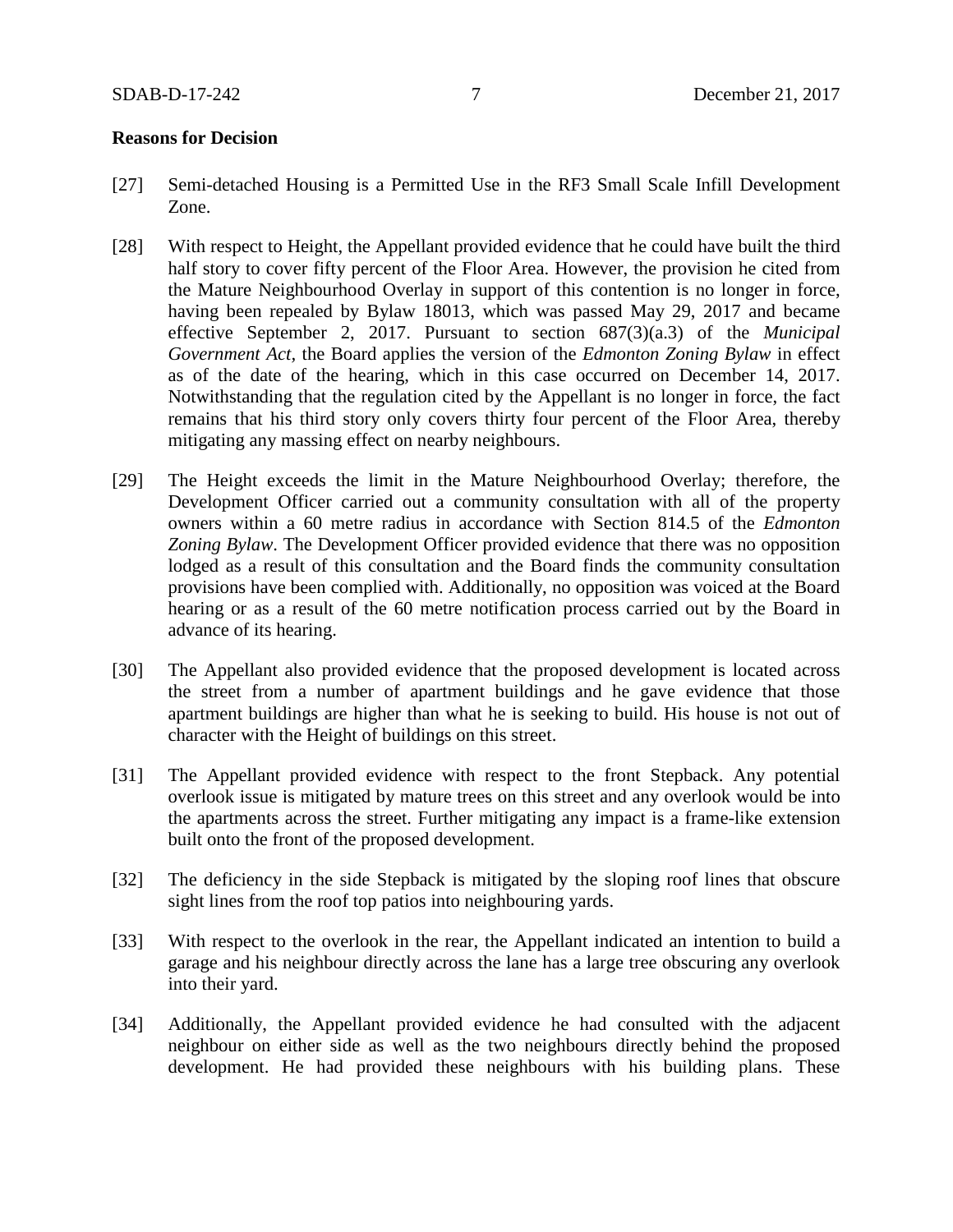**Reasons for Decision**

[27] Semi-detached Housing is a Permitted Use in the RF3 Small Scale Infill Development Zone.

[28] With respect to Height, the Appellant provided evidence that he could have built the third half story to cover fifty percent of the Floor Area. However, the provision he cited from the Mature Neighbourhood Overlay in support of this contention is no longer in force, having been repealed by Bylaw 18013, which was passed May 29, 2017 and became effective September 2, 2017. Pursuant to section 687(3)(a.3) of the *Municipal Government Act*, the Board applies the version of the *Edmonton Zoning Bylaw* in effect as of the date of the hearing, which in this case occurred on December 14, 2017. Notwithstanding that the regulation cited by the Appellant is no longer in force, the fact remains that his third story only covers thirty four percent of the Floor Area, thereby mitigating any massing effect on nearby neighbours.

[29] The Height exceeds the limit in the Mature Neighbourhood Overlay; therefore, the Development Officer carried out a community consultation with all of the property owners within a 60 metre radius in accordance with Section 814.5 of the *Edmonton Zoning Bylaw*. The Development Officer provided evidence that there was no opposition lodged as a result of this consultation and the Board finds the community consultation provisions have been complied with. Additionally, no opposition was voiced at the Board hearing or as a result of the 60 metre notification process carried out by the Board in advance of its hearing.

[30] The Appellant also provided evidence that the proposed development is located across the street from a number of apartment buildings and he gave evidence that those apartment buildings are higher than what he is seeking to build. His house is not out of character with the Height of buildings on this street.

[31] The Appellant provided evidence with respect to the front Stepback. Any potential overlook issue is mitigated by mature trees on this street and any overlook would be into the apartments across the street. Further mitigating any impact is a frame-like extension built onto the front of the proposed development.

[32] The deficiency in the side Stepback is mitigated by the sloping roof lines that obscure sight lines from the roof top patios into neighbouring yards.

[33] With respect to the overlook in the rear, the Appellant indicated an intention to build a garage and his neighbour directly across the lane has a large tree obscuring any overlook into their yard.

[34] Additionally, the Appellant provided evidence he had consulted with the adjacent neighbour on either side as well as the two neighbours directly behind the proposed development. He had provided these neighbours with his building plans. These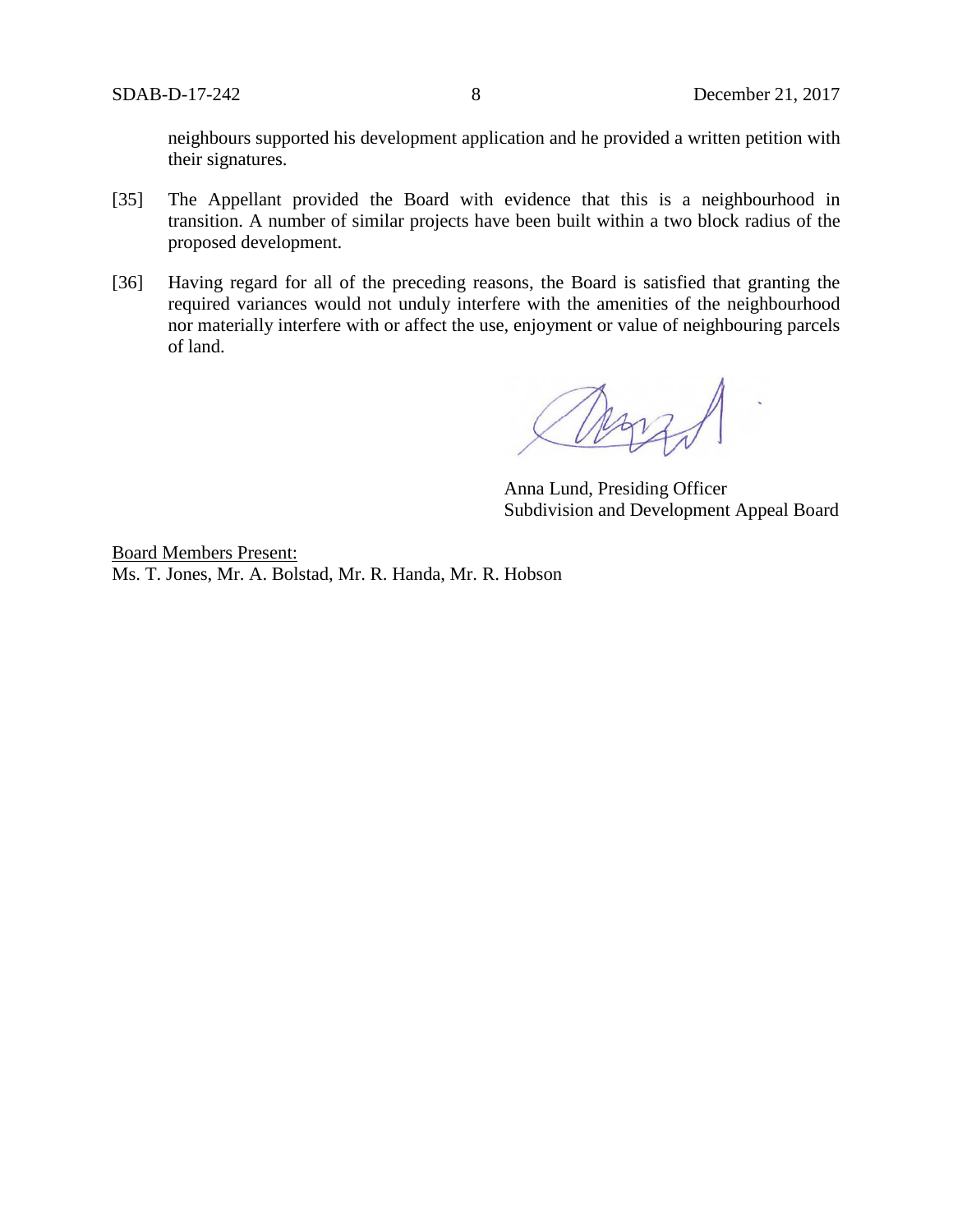neighbours supported his development application and he provided a written petition with their signatures.

[35] The Appellant provided the Board with evidence that this is a neighbourhood in transition. A number of similar projects have been built within a two block radius of the proposed development.

[36] Having regard for all of the preceding reasons, the Board is satisfied that granting the required variances would not unduly interfere with the amenities of the neighbourhood nor materially interfere with or affect the use, enjoyment or value of neighbouring parcels of land.

Anna Lund, Presiding Officer
Subdivision and Development Appeal Board

Board Members Present:
Ms. T. Jones, Mr. A. Bolstad, Mr. R. Handa, Mr. R. Hobson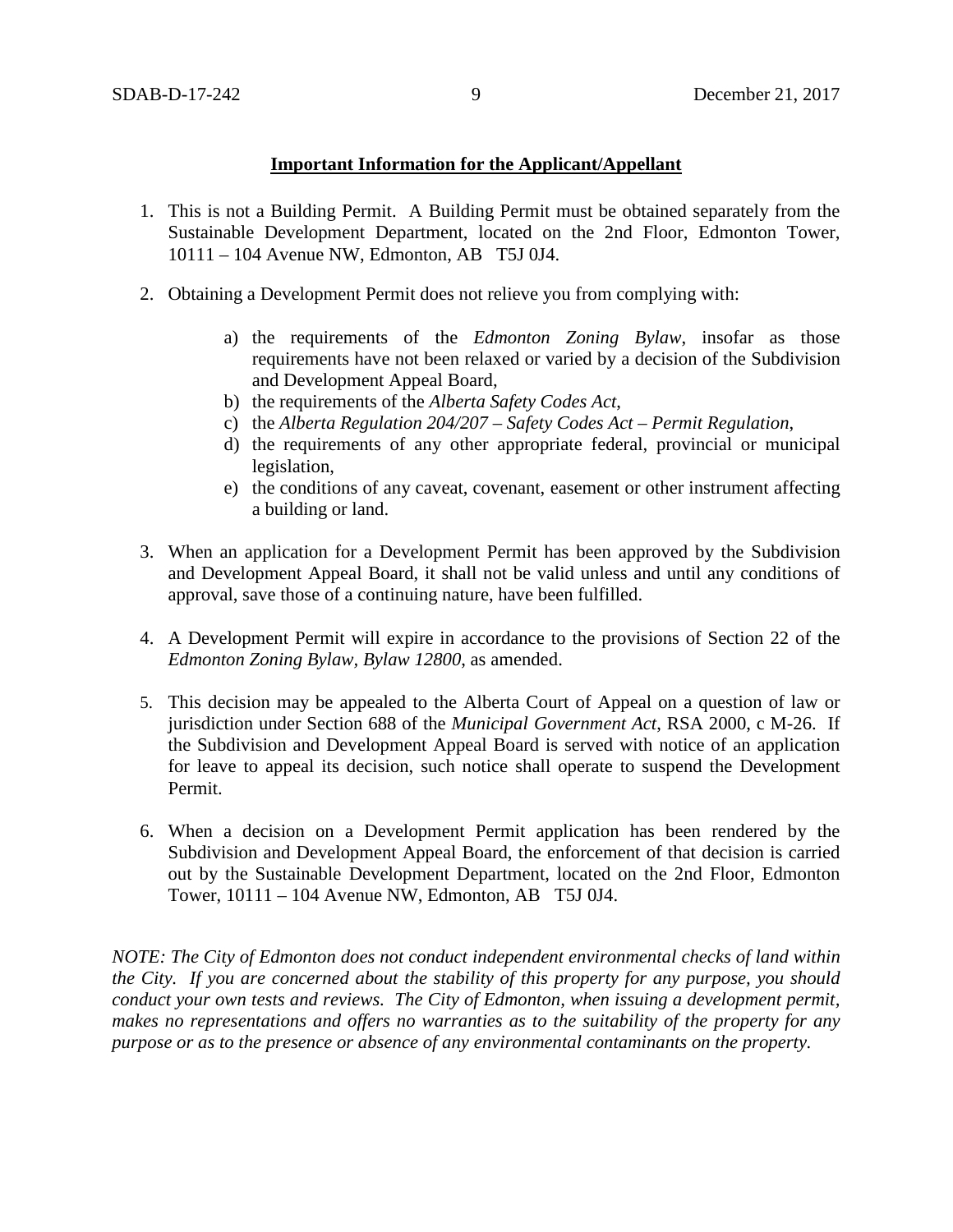**Important Information for the Applicant/Appellant**

1. This is not a Building Permit. A Building Permit must be obtained separately from the Sustainable Development Department, located on the 2nd Floor, Edmonton Tower, 10111 – 104 Avenue NW, Edmonton, AB T5J 0J4.

2. Obtaining a Development Permit does not relieve you from complying with:

    a) the requirements of the *Edmonton Zoning Bylaw*, insofar as those requirements have not been relaxed or varied by a decision of the Subdivision and Development Appeal Board,
    b) the requirements of the *Alberta Safety Codes Act*,
    c) the *Alberta Regulation 204/207 – Safety Codes Act – Permit Regulation*,
    d) the requirements of any other appropriate federal, provincial or municipal legislation,
    e) the conditions of any caveat, covenant, easement or other instrument affecting a building or land.

3. When an application for a Development Permit has been approved by the Subdivision and Development Appeal Board, it shall not be valid unless and until any conditions of approval, save those of a continuing nature, have been fulfilled.

4. A Development Permit will expire in accordance to the provisions of Section 22 of the *Edmonton Zoning Bylaw, Bylaw 12800*, as amended.

5. This decision may be appealed to the Alberta Court of Appeal on a question of law or jurisdiction under Section 688 of the *Municipal Government Act*, RSA 2000, c M-26. If the Subdivision and Development Appeal Board is served with notice of an application for leave to appeal its decision, such notice shall operate to suspend the Development Permit.

6. When a decision on a Development Permit application has been rendered by the Subdivision and Development Appeal Board, the enforcement of that decision is carried out by the Sustainable Development Department, located on the 2nd Floor, Edmonton Tower, 10111 – 104 Avenue NW, Edmonton, AB T5J 0J4.

*NOTE: The City of Edmonton does not conduct independent environmental checks of land within the City. If you are concerned about the stability of this property for any purpose, you should conduct your own tests and reviews. The City of Edmonton, when issuing a development permit, makes no representations and offers no warranties as to the suitability of the property for any purpose or as to the presence or absence of any environmental contaminants on the property.*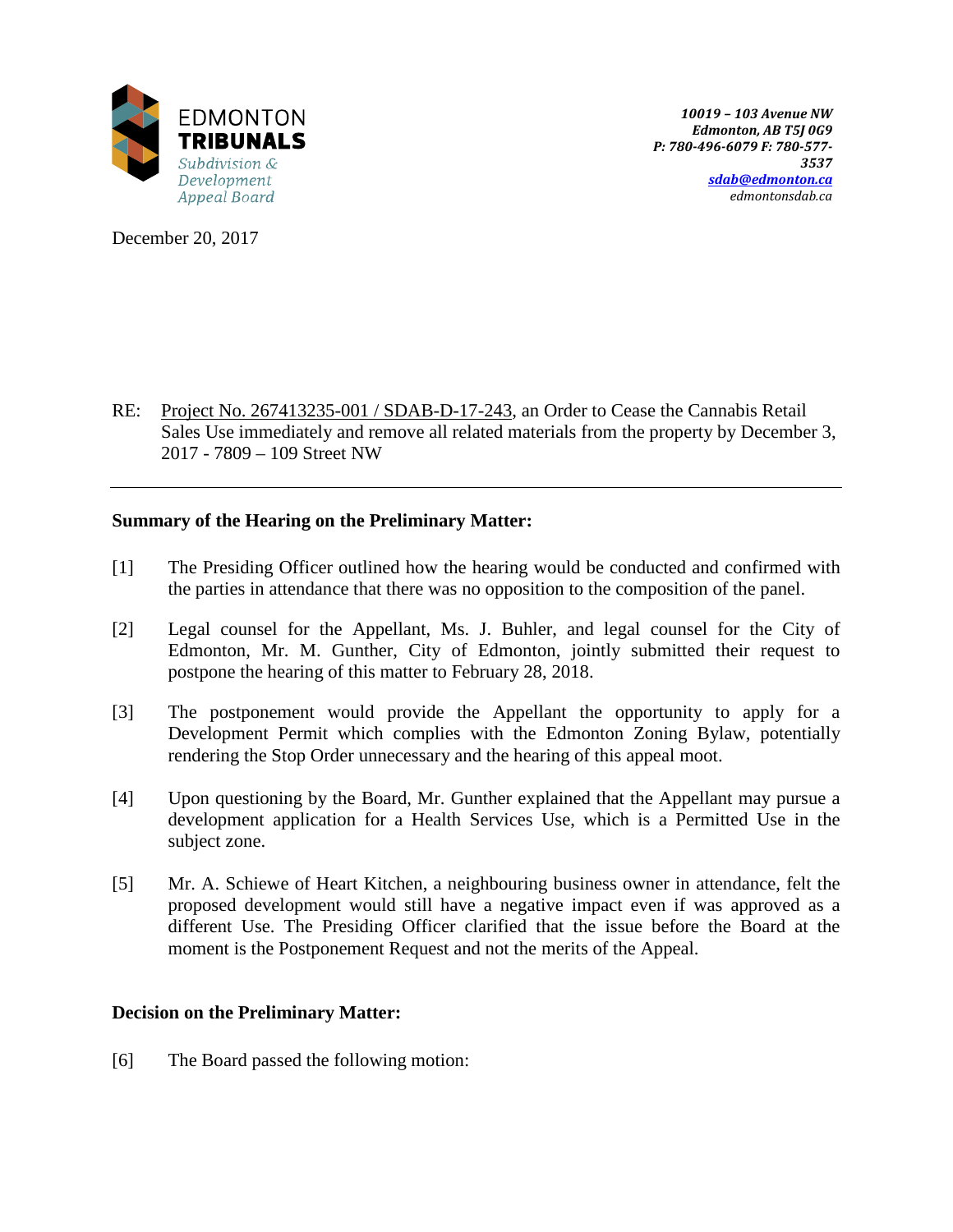EDMONTON
**TRIBUNALS**
*Subdivision & Development Appeal Board*

***10019 – 103 Avenue NW***
***Edmonton, AB T5J 0G9***
***P: 780-496-6079 F: 780-577-3537***
***sdab@edmonton.ca***
*edmontonsdab.ca*

December 20, 2017

RE: Project No. 267413235-001 / SDAB-D-17-243, an Order to Cease the Cannabis Retail Sales Use immediately and remove all related materials from the property by December 3, 2017 - 7809 – 109 Street NW

---

**Summary of the Hearing on the Preliminary Matter:**

[1] The Presiding Officer outlined how the hearing would be conducted and confirmed with the parties in attendance that there was no opposition to the composition of the panel.

[2] Legal counsel for the Appellant, Ms. J. Buhler, and legal counsel for the City of Edmonton, Mr. M. Gunther, City of Edmonton, jointly submitted their request to postpone the hearing of this matter to February 28, 2018.

[3] The postponement would provide the Appellant the opportunity to apply for a Development Permit which complies with the Edmonton Zoning Bylaw, potentially rendering the Stop Order unnecessary and the hearing of this appeal moot.

[4] Upon questioning by the Board, Mr. Gunther explained that the Appellant may pursue a development application for a Health Services Use, which is a Permitted Use in the subject zone.

[5] Mr. A. Schiewe of Heart Kitchen, a neighbouring business owner in attendance, felt the proposed development would still have a negative impact even if was approved as a different Use. The Presiding Officer clarified that the issue before the Board at the moment is the Postponement Request and not the merits of the Appeal.

**Decision on the Preliminary Matter:**

[6] The Board passed the following motion: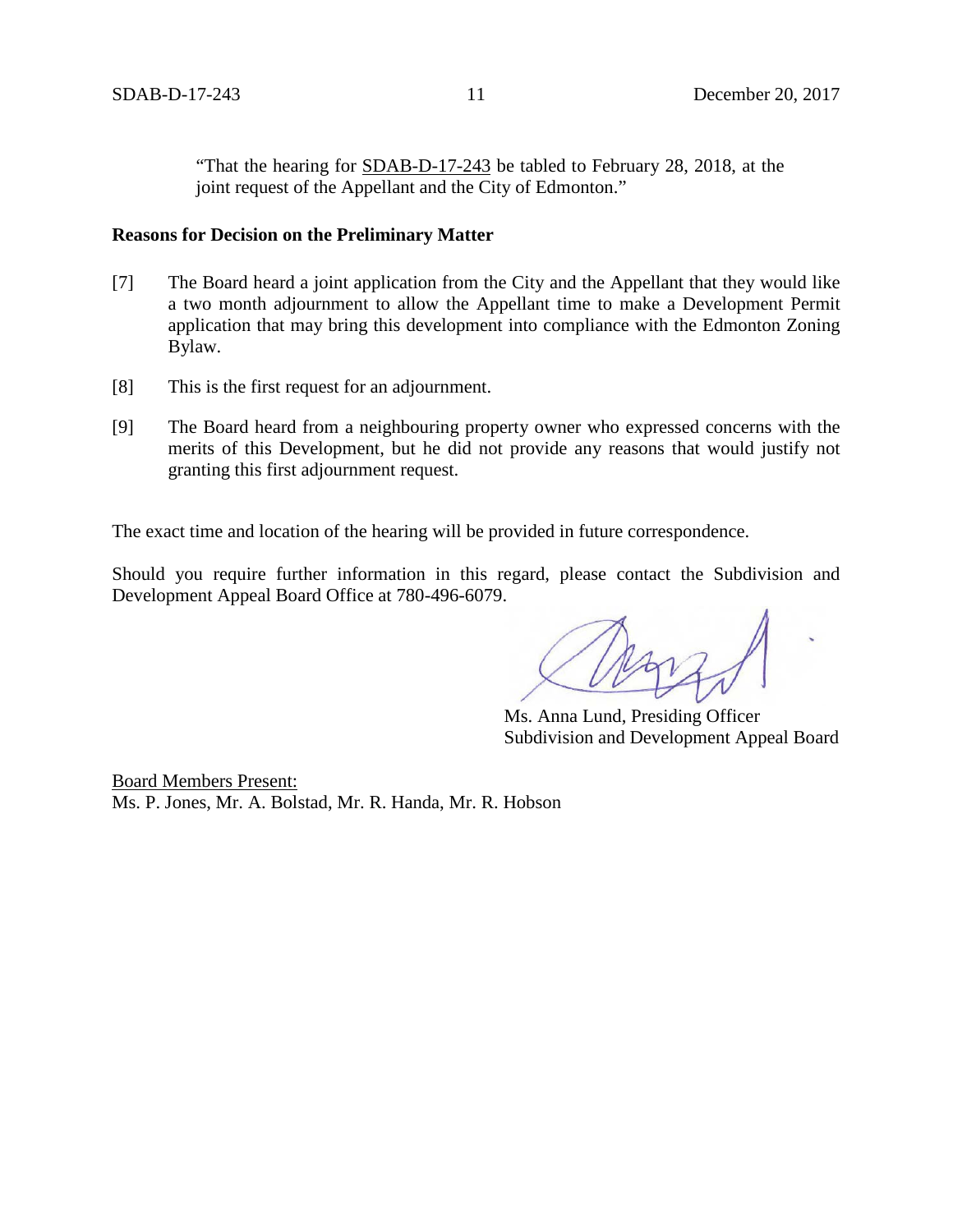> "That the hearing for SDAB-D-17-243 be tabled to February 28, 2018, at the joint request of the Appellant and the City of Edmonton."

**Reasons for Decision on the Preliminary Matter**

[7] The Board heard a joint application from the City and the Appellant that they would like a two month adjournment to allow the Appellant time to make a Development Permit application that may bring this development into compliance with the Edmonton Zoning Bylaw.

[8] This is the first request for an adjournment.

[9] The Board heard from a neighbouring property owner who expressed concerns with the merits of this Development, but he did not provide any reasons that would justify not granting this first adjournment request.

The exact time and location of the hearing will be provided in future correspondence.

Should you require further information in this regard, please contact the Subdivision and Development Appeal Board Office at 780-496-6079.

Ms. Anna Lund, Presiding Officer
Subdivision and Development Appeal Board

Board Members Present:
Ms. P. Jones, Mr. A. Bolstad, Mr. R. Handa, Mr. R. Hobson